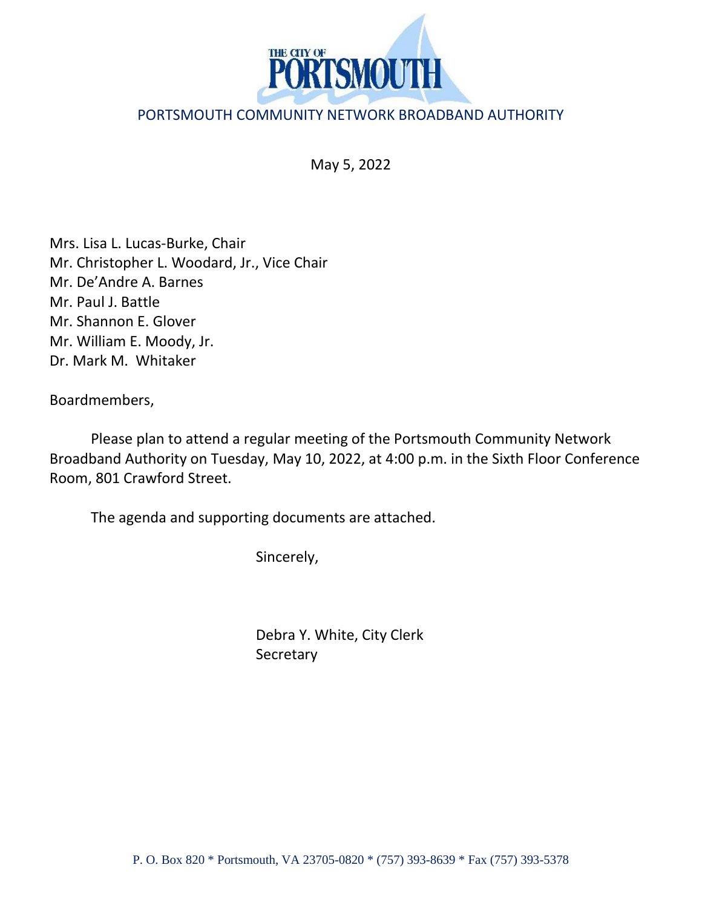THE CITY OF PORTSMOUTH

PORTSMOUTH COMMUNITY NETWORK BROADBAND AUTHORITY

May 5, 2022

Mrs. Lisa L. Lucas-Burke, Chair
Mr. Christopher L. Woodard, Jr., Vice Chair
Mr. De'Andre A. Barnes
Mr. Paul J. Battle
Mr. Shannon E. Glover
Mr. William E. Moody, Jr.
Dr. Mark M. Whitaker

Boardmembers,

Please plan to attend a regular meeting of the Portsmouth Community Network Broadband Authority on Tuesday, May 10, 2022, at 4:00 p.m. in the Sixth Floor Conference Room, 801 Crawford Street.

The agenda and supporting documents are attached.

Sincerely,

Debra Y. White, City Clerk
Secretary

P. O. Box 820 * Portsmouth, VA 23705-0820 * (757) 393-8639 * Fax (757) 393-5378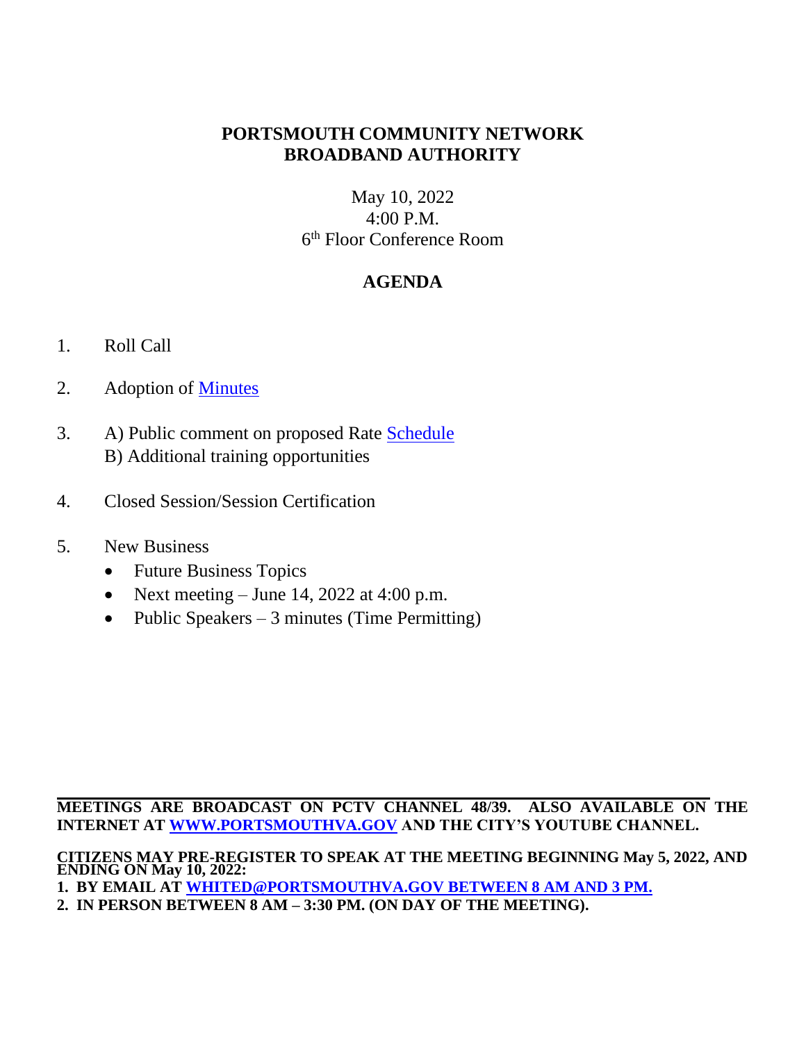# PORTSMOUTH COMMUNITY NETWORK BROADBAND AUTHORITY

May 10, 2022
4:00 P.M.
6th Floor Conference Room

## AGENDA

1. Roll Call

2. Adoption of Minutes

3. A) Public comment on proposed Rate Schedule
   B) Additional training opportunities

4. Closed Session/Session Certification

5. New Business
   - Future Business Topics
   - Next meeting – June 14, 2022 at 4:00 p.m.
   - Public Speakers – 3 minutes (Time Permitting)

---

**MEETINGS ARE BROADCAST ON PCTV CHANNEL 48/39. ALSO AVAILABLE ON THE INTERNET AT WWW.PORTSMOUTHVA.GOV AND THE CITY'S YOUTUBE CHANNEL.**

**CITIZENS MAY PRE-REGISTER TO SPEAK AT THE MEETING BEGINNING May 5, 2022, AND ENDING ON May 10, 2022:**

**1. BY EMAIL AT WHITED@PORTSMOUTHVA.GOV BETWEEN 8 AM AND 3 PM.**

**2. IN PERSON BETWEEN 8 AM – 3:30 PM. (ON DAY OF THE MEETING).**